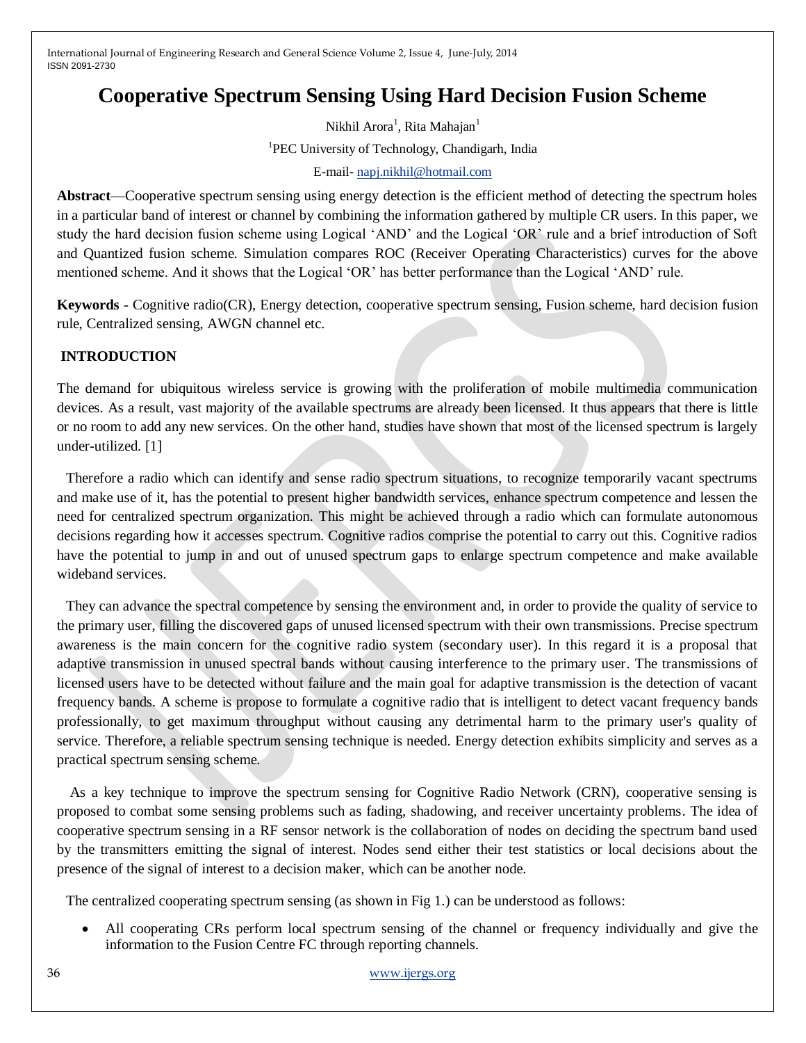# Cooperative Spectrum Sensing Using Hard Decision Fusion Scheme

Nikhil Arora[1], Rita Mahajan[1]

[1]PEC University of Technology, Chandigarh, India

E-mail- napj.nikhil@hotmail.com

**Abstract**—Cooperative spectrum sensing using energy detection is the efficient method of detecting the spectrum holes in a particular band of interest or channel by combining the information gathered by multiple CR users. In this paper, we study the hard decision fusion scheme using Logical 'AND' and the Logical 'OR' rule and a brief introduction of Soft and Quantized fusion scheme. Simulation compares ROC (Receiver Operating Characteristics) curves for the above mentioned scheme. And it shows that the Logical 'OR' has better performance than the Logical 'AND' rule.

**Keywords** - Cognitive radio(CR), Energy detection, cooperative spectrum sensing, Fusion scheme, hard decision fusion rule, Centralized sensing, AWGN channel etc.

## INTRODUCTION

The demand for ubiquitous wireless service is growing with the proliferation of mobile multimedia communication devices. As a result, vast majority of the available spectrums are already been licensed. It thus appears that there is little or no room to add any new services. On the other hand, studies have shown that most of the licensed spectrum is largely under-utilized. [1]

Therefore a radio which can identify and sense radio spectrum situations, to recognize temporarily vacant spectrums and make use of it, has the potential to present higher bandwidth services, enhance spectrum competence and lessen the need for centralized spectrum organization. This might be achieved through a radio which can formulate autonomous decisions regarding how it accesses spectrum. Cognitive radios comprise the potential to carry out this. Cognitive radios have the potential to jump in and out of unused spectrum gaps to enlarge spectrum competence and make available wideband services.

They can advance the spectral competence by sensing the environment and, in order to provide the quality of service to the primary user, filling the discovered gaps of unused licensed spectrum with their own transmissions. Precise spectrum awareness is the main concern for the cognitive radio system (secondary user). In this regard it is a proposal that adaptive transmission in unused spectral bands without causing interference to the primary user. The transmissions of licensed users have to be detected without failure and the main goal for adaptive transmission is the detection of vacant frequency bands. A scheme is propose to formulate a cognitive radio that is intelligent to detect vacant frequency bands professionally, to get maximum throughput without causing any detrimental harm to the primary user's quality of service. Therefore, a reliable spectrum sensing technique is needed. Energy detection exhibits simplicity and serves as a practical spectrum sensing scheme.

As a key technique to improve the spectrum sensing for Cognitive Radio Network (CRN), cooperative sensing is proposed to combat some sensing problems such as fading, shadowing, and receiver uncertainty problems. The idea of cooperative spectrum sensing in a RF sensor network is the collaboration of nodes on deciding the spectrum band used by the transmitters emitting the signal of interest. Nodes send either their test statistics or local decisions about the presence of the signal of interest to a decision maker, which can be another node.

The centralized cooperating spectrum sensing (as shown in Fig 1.) can be understood as follows:

- All cooperating CRs perform local spectrum sensing of the channel or frequency individually and give the information to the Fusion Centre FC through reporting channels.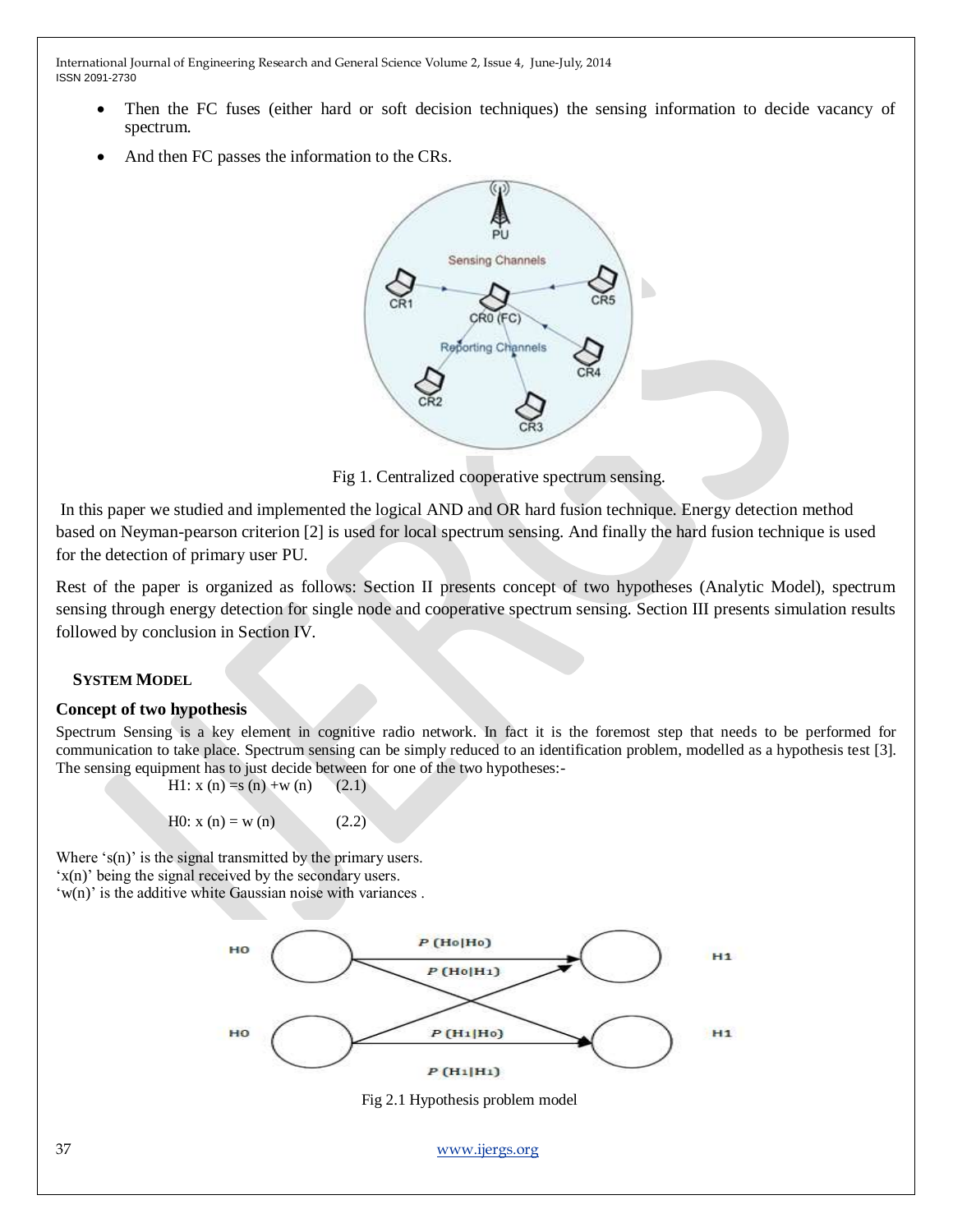- Then the FC fuses (either hard or soft decision techniques) the sensing information to decide vacancy of spectrum.
- And then FC passes the information to the CRs.

Fig 1. Centralized cooperative spectrum sensing.

In this paper we studied and implemented the logical AND and OR hard fusion technique. Energy detection method based on Neyman-pearson criterion [2] is used for local spectrum sensing. And finally the hard fusion technique is used for the detection of primary user PU.

Rest of the paper is organized as follows: Section II presents concept of two hypotheses (Analytic Model), spectrum sensing through energy detection for single node and cooperative spectrum sensing. Section III presents simulation results followed by conclusion in Section IV.

## SYSTEM MODEL

### Concept of two hypothesis

Spectrum Sensing is a key element in cognitive radio network. In fact it is the foremost step that needs to be performed for communication to take place. Spectrum sensing can be simply reduced to an identification problem, modelled as a hypothesis test [3]. The sensing equipment has to just decide between for one of the two hypotheses:-

$$H1: x(n) = s(n) + w(n) \qquad (2.1)$$

$$H0: x(n) = w(n) \qquad (2.2)$$

Where 's(n)' is the signal transmitted by the primary users.
'x(n)' being the signal received by the secondary users.
'w(n)' is the additive white Gaussian noise with variances .

Fig 2.1 Hypothesis problem model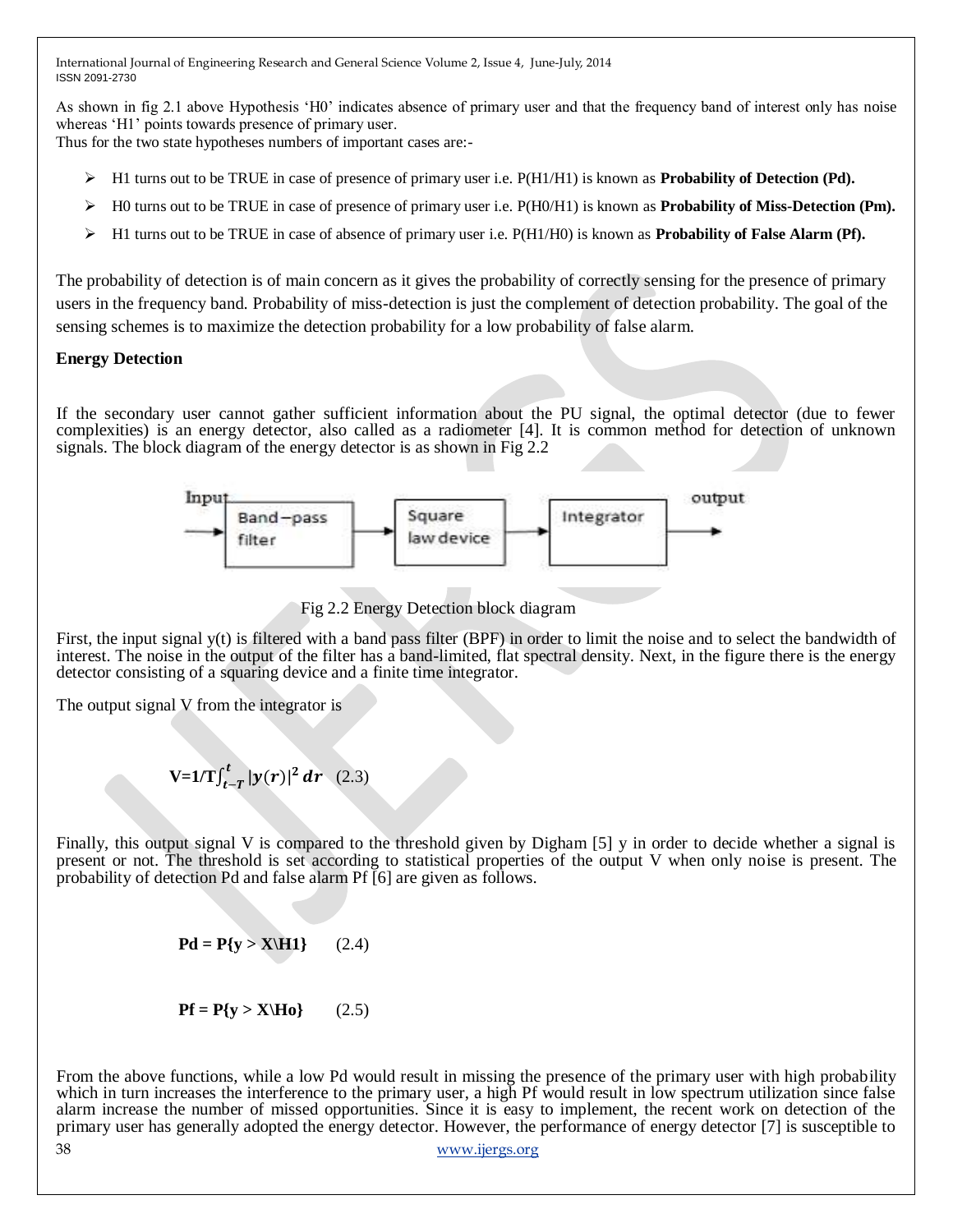As shown in fig 2.1 above Hypothesis 'H0' indicates absence of primary user and that the frequency band of interest only has noise whereas 'H1' points towards presence of primary user.

Thus for the two state hypotheses numbers of important cases are:-

- H1 turns out to be TRUE in case of presence of primary user i.e. P(H1/H1) is known as **Probability of Detection (Pd).**
- H0 turns out to be TRUE in case of presence of primary user i.e. P(H0/H1) is known as **Probability of Miss-Detection (Pm).**
- H1 turns out to be TRUE in case of absence of primary user i.e. P(H1/H0) is known as **Probability of False Alarm (Pf).**

The probability of detection is of main concern as it gives the probability of correctly sensing for the presence of primary users in the frequency band. Probability of miss-detection is just the complement of detection probability. The goal of the sensing schemes is to maximize the detection probability for a low probability of false alarm.

**Energy Detection**

If the secondary user cannot gather sufficient information about the PU signal, the optimal detector (due to fewer complexities) is an energy detector, also called as a radiometer [4]. It is common method for detection of unknown signals. The block diagram of the energy detector is as shown in Fig 2.2

Input → Band−pass filter → Square law device → Integrator → output

Fig 2.2 Energy Detection block diagram

First, the input signal y(t) is filtered with a band pass filter (BPF) in order to limit the noise and to select the bandwidth of interest. The noise in the output of the filter has a band-limited, flat spectral density. Next, in the figure there is the energy detector consisting of a squaring device and a finite time integrator.

The output signal V from the integrator is

$$V = 1/T \int_{t-T}^{t} |y(r)|^2 \, dr \quad (2.3)$$

Finally, this output signal V is compared to the threshold given by Digham [5] y in order to decide whether a signal is present or not. The threshold is set according to statistical properties of the output V when only noise is present. The probability of detection Pd and false alarm Pf [6] are given as follows.

$$Pd = P\{y > X \backslash H1\} \quad (2.4)$$

$$Pf = P\{y > X \backslash Ho\} \quad (2.5)$$

From the above functions, while a low Pd would result in missing the presence of the primary user with high probability which in turn increases the interference to the primary user, a high Pf would result in low spectrum utilization since false alarm increase the number of missed opportunities. Since it is easy to implement, the recent work on detection of the primary user has generally adopted the energy detector. However, the performance of energy detector [7] is susceptible to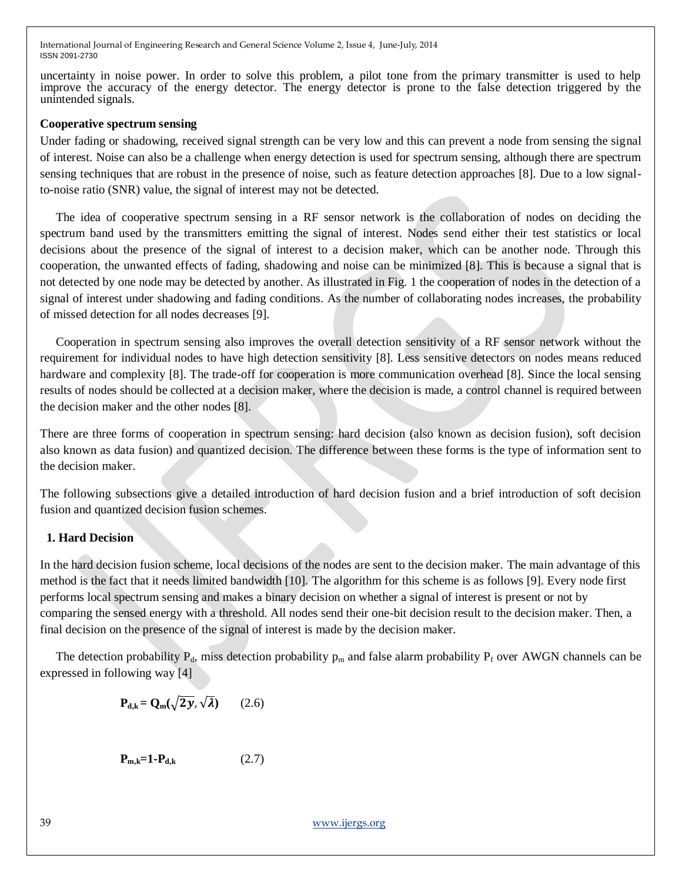uncertainty in noise power. In order to solve this problem, a pilot tone from the primary transmitter is used to help improve the accuracy of the energy detector. The energy detector is prone to the false detection triggered by the unintended signals.

### Cooperative spectrum sensing

Under fading or shadowing, received signal strength can be very low and this can prevent a node from sensing the signal of interest. Noise can also be a challenge when energy detection is used for spectrum sensing, although there are spectrum sensing techniques that are robust in the presence of noise, such as feature detection approaches [8]. Due to a low signal-to-noise ratio (SNR) value, the signal of interest may not be detected.

The idea of cooperative spectrum sensing in a RF sensor network is the collaboration of nodes on deciding the spectrum band used by the transmitters emitting the signal of interest. Nodes send either their test statistics or local decisions about the presence of the signal of interest to a decision maker, which can be another node. Through this cooperation, the unwanted effects of fading, shadowing and noise can be minimized [8]. This is because a signal that is not detected by one node may be detected by another. As illustrated in Fig. 1 the cooperation of nodes in the detection of a signal of interest under shadowing and fading conditions. As the number of collaborating nodes increases, the probability of missed detection for all nodes decreases [9].

Cooperation in spectrum sensing also improves the overall detection sensitivity of a RF sensor network without the requirement for individual nodes to have high detection sensitivity [8]. Less sensitive detectors on nodes means reduced hardware and complexity [8]. The trade-off for cooperation is more communication overhead [8]. Since the local sensing results of nodes should be collected at a decision maker, where the decision is made, a control channel is required between the decision maker and the other nodes [8].

There are three forms of cooperation in spectrum sensing: hard decision (also known as decision fusion), soft decision also known as data fusion) and quantized decision. The difference between these forms is the type of information sent to the decision maker.

The following subsections give a detailed introduction of hard decision fusion and a brief introduction of soft decision fusion and quantized decision fusion schemes.

### 1. Hard Decision

In the hard decision fusion scheme, local decisions of the nodes are sent to the decision maker. The main advantage of this method is the fact that it needs limited bandwidth [10]. The algorithm for this scheme is as follows [9]. Every node first performs local spectrum sensing and makes a binary decision on whether a signal of interest is present or not by comparing the sensed energy with a threshold. All nodes send their one-bit decision result to the decision maker. Then, a final decision on the presence of the signal of interest is made by the decision maker.

The detection probability $P_d$, miss detection probability $p_m$ and false alarm probability $P_f$ over AWGN channels can be expressed in following way [4]

$$\mathbf{P_{d,k} = Q_m(\sqrt{2y}, \sqrt{\lambda})} \qquad (2.6)$$

$$\mathbf{P_{m,k} = 1 - P_{d,k}} \qquad (2.7)$$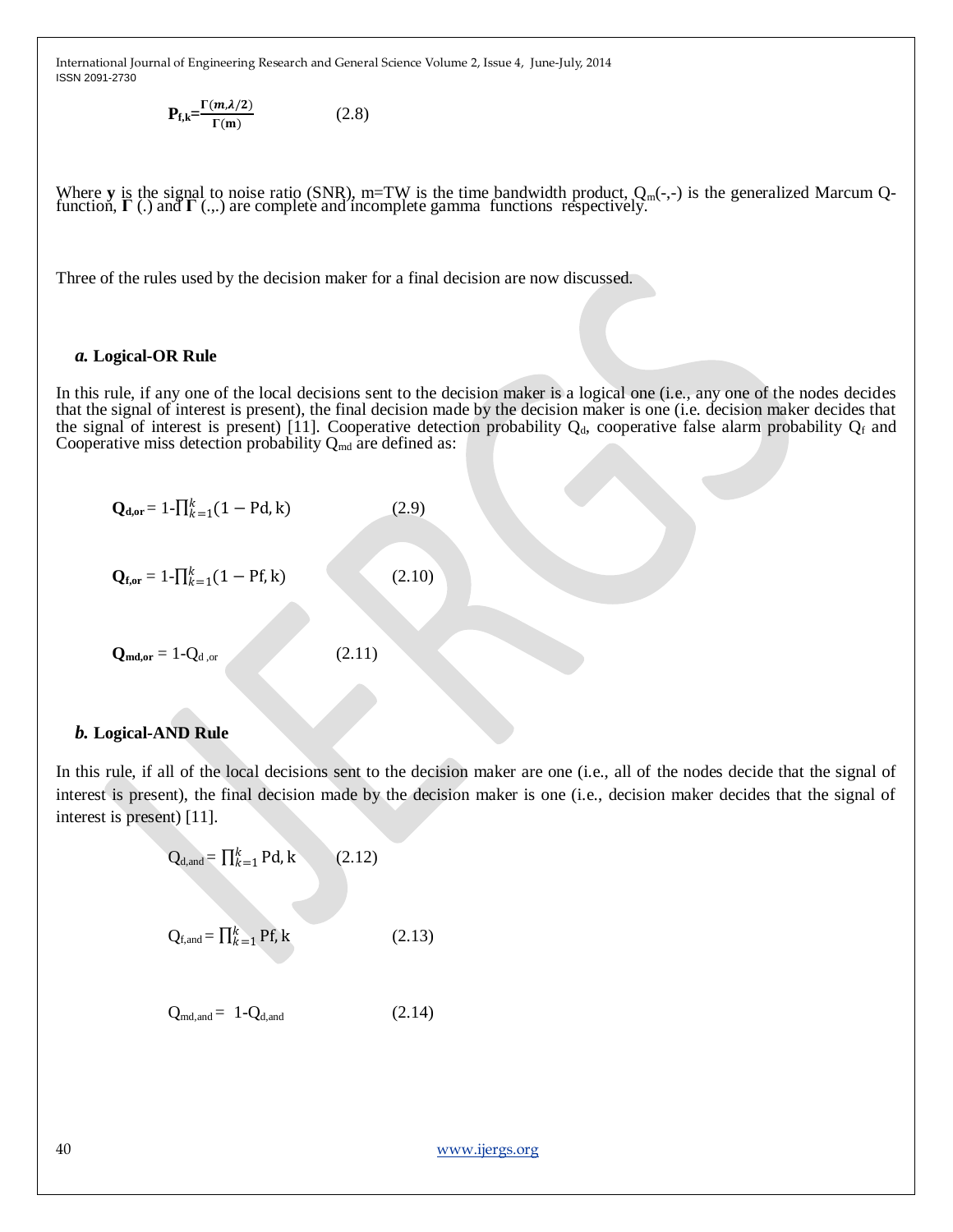$$\mathbf{P_{f,k}}=\frac{\Gamma(m,\lambda/2)}{\Gamma(\mathbf{m})} \qquad (2.8)$$

Where **y** is the signal to noise ratio (SNR), m=TW is the time bandwidth product, $Q_m(-,-)$ is the generalized Marcum Q-function, **Γ** (.) and **Γ** (.,.) are complete and incomplete gamma functions respectively.

Three of the rules used by the decision maker for a final decision are now discussed.

### *a.* Logical-OR Rule

In this rule, if any one of the local decisions sent to the decision maker is a logical one (i.e., any one of the nodes decides that the signal of interest is present), the final decision made by the decision maker is one (i.e. decision maker decides that the signal of interest is present) [11]. Cooperative detection probability $Q_d$, cooperative false alarm probability $Q_f$ and Cooperative miss detection probability $Q_{md}$ are defined as:

$$\mathbf{Q_{d,or}} = 1-\prod_{k=1}^{k}(1-\mathrm{Pd,k}) \qquad (2.9)$$

$$\mathbf{Q_{f,or}} = 1-\prod_{k=1}^{k}(1-\mathrm{Pf,k}) \qquad (2.10)$$

$$\mathbf{Q_{md,or}} = 1-Q_{d,or} \qquad (2.11)$$

### *b.* Logical-AND Rule

In this rule, if all of the local decisions sent to the decision maker are one (i.e., all of the nodes decide that the signal of interest is present), the final decision made by the decision maker is one (i.e., decision maker decides that the signal of interest is present) [11].

$$Q_{d,and} = \prod_{k=1}^{k}\mathrm{Pd,k} \qquad (2.12)$$

$$Q_{f,and} = \prod_{k=1}^{k}\mathrm{Pf,k} \qquad (2.13)$$

$$Q_{md,and} = 1-Q_{d,and} \qquad (2.14)$$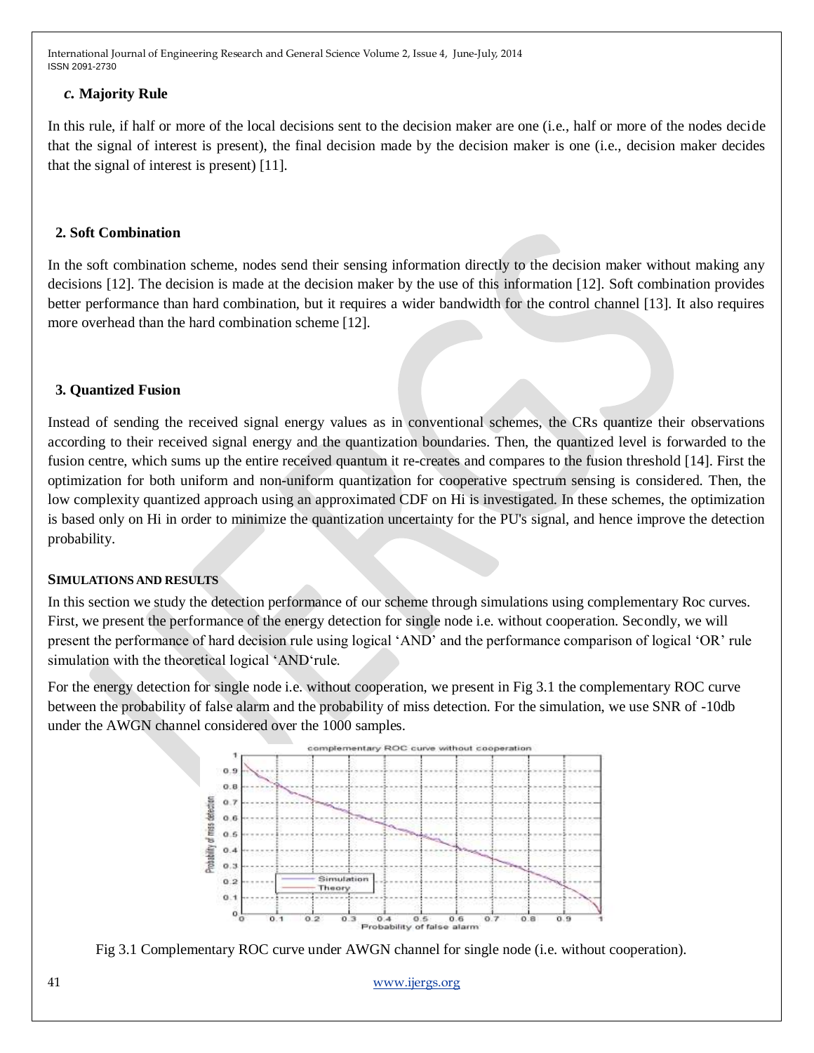### *c.* Majority Rule

In this rule, if half or more of the local decisions sent to the decision maker are one (i.e., half or more of the nodes decide that the signal of interest is present), the final decision made by the decision maker is one (i.e., decision maker decides that the signal of interest is present) [11].

## 2. Soft Combination

In the soft combination scheme, nodes send their sensing information directly to the decision maker without making any decisions [12]. The decision is made at the decision maker by the use of this information [12]. Soft combination provides better performance than hard combination, but it requires a wider bandwidth for the control channel [13]. It also requires more overhead than the hard combination scheme [12].

## 3. Quantized Fusion

Instead of sending the received signal energy values as in conventional schemes, the CRs quantize their observations according to their received signal energy and the quantization boundaries. Then, the quantized level is forwarded to the fusion centre, which sums up the entire received quantum it re-creates and compares to the fusion threshold [14]. First the optimization for both uniform and non-uniform quantization for cooperative spectrum sensing is considered. Then, the low complexity quantized approach using an approximated CDF on Hi is investigated. In these schemes, the optimization is based only on Hi in order to minimize the quantization uncertainty for the PU's signal, and hence improve the detection probability.

# SIMULATIONS AND RESULTS

In this section we study the detection performance of our scheme through simulations using complementary Roc curves. First, we present the performance of the energy detection for single node i.e. without cooperation. Secondly, we will present the performance of hard decision rule using logical 'AND' and the performance comparison of logical 'OR' rule simulation with the theoretical logical 'AND'rule.

For the energy detection for single node i.e. without cooperation, we present in Fig 3.1 the complementary ROC curve between the probability of false alarm and the probability of miss detection. For the simulation, we use SNR of -10db under the AWGN channel considered over the 1000 samples.

Fig 3.1 Complementary ROC curve under AWGN channel for single node (i.e. without cooperation).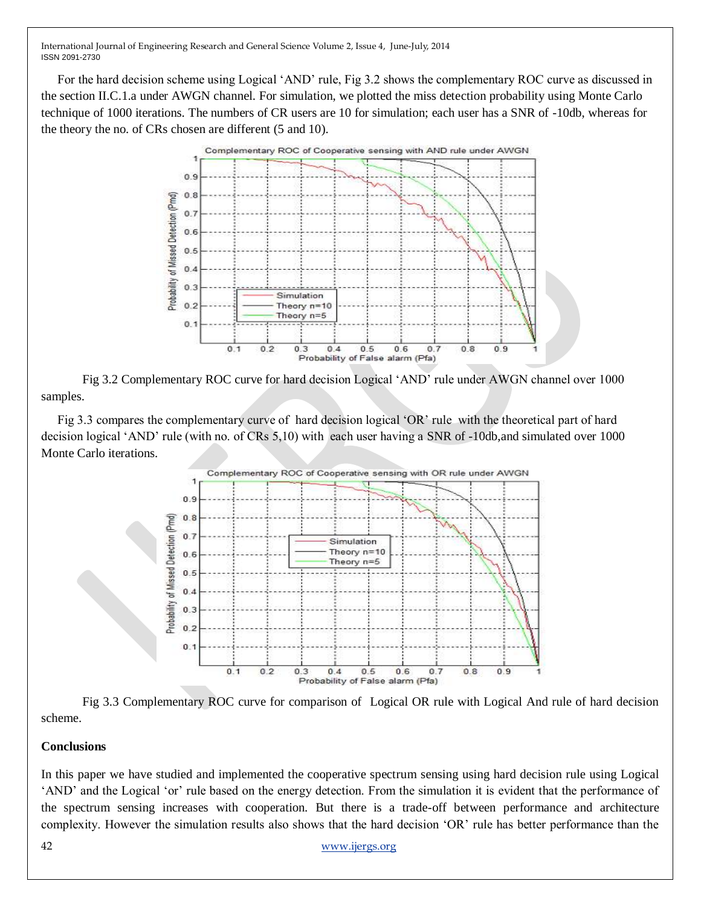For the hard decision scheme using Logical 'AND' rule, Fig 3.2 shows the complementary ROC curve as discussed in the section II.C.1.a under AWGN channel. For simulation, we plotted the miss detection probability using Monte Carlo technique of 1000 iterations. The numbers of CR users are 10 for simulation; each user has a SNR of -10db, whereas for the theory the no. of CRs chosen are different (5 and 10).

Fig 3.2 Complementary ROC curve for hard decision Logical 'AND' rule under AWGN channel over 1000 samples.

Fig 3.3 compares the complementary curve of hard decision logical 'OR' rule with the theoretical part of hard decision logical 'AND' rule (with no. of CRs 5,10) with each user having a SNR of -10db,and simulated over 1000 Monte Carlo iterations.

Fig 3.3 Complementary ROC curve for comparison of Logical OR rule with Logical And rule of hard decision scheme.

**Conclusions**

In this paper we have studied and implemented the cooperative spectrum sensing using hard decision rule using Logical 'AND' and the Logical 'or' rule based on the energy detection. From the simulation it is evident that the performance of the spectrum sensing increases with cooperation. But there is a trade-off between performance and architecture complexity. However the simulation results also shows that the hard decision 'OR' rule has better performance than the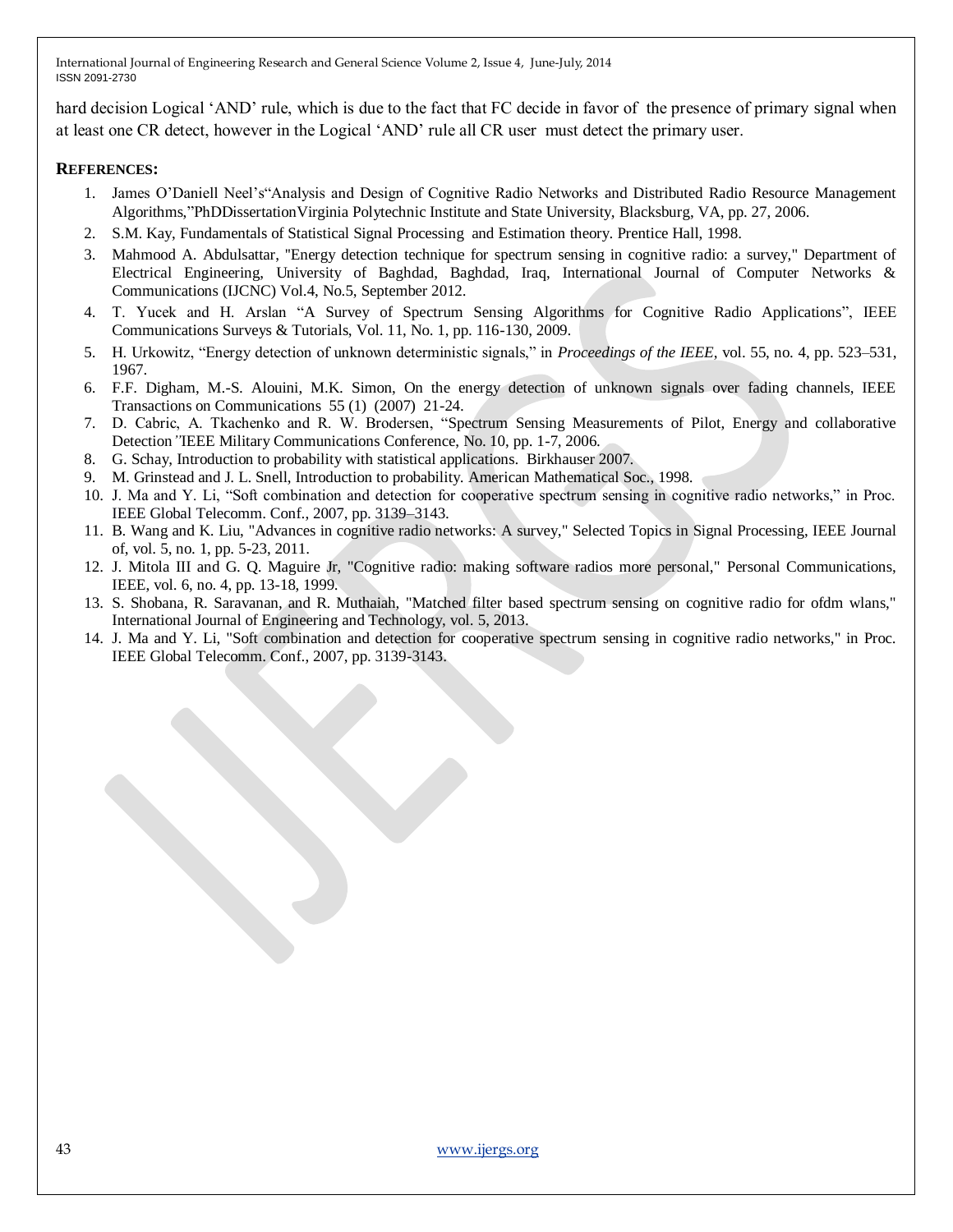hard decision Logical 'AND' rule, which is due to the fact that FC decide in favor of the presence of primary signal when at least one CR detect, however in the Logical 'AND' rule all CR user must detect the primary user.

## REFERENCES:

1. James O'Daniell Neel's"Analysis and Design of Cognitive Radio Networks and Distributed Radio Resource Management Algorithms,"PhDDissertationVirginia Polytechnic Institute and State University, Blacksburg, VA, pp. 27, 2006.
2. S.M. Kay, Fundamentals of Statistical Signal Processing and Estimation theory. Prentice Hall, 1998.
3. Mahmood A. Abdulsattar, "Energy detection technique for spectrum sensing in cognitive radio: a survey," Department of Electrical Engineering, University of Baghdad, Baghdad, Iraq, International Journal of Computer Networks & Communications (IJCNC) Vol.4, No.5, September 2012.
4. T. Yucek and H. Arslan "A Survey of Spectrum Sensing Algorithms for Cognitive Radio Applications", IEEE Communications Surveys & Tutorials, Vol. 11, No. 1, pp. 116-130, 2009.
5. H. Urkowitz, "Energy detection of unknown deterministic signals," in *Proceedings of the IEEE*, vol. 55, no. 4, pp. 523–531, 1967.
6. F.F. Digham, M.-S. Alouini, M.K. Simon, On the energy detection of unknown signals over fading channels, IEEE Transactions on Communications 55 (1) (2007) 21-24.
7. D. Cabric, A. Tkachenko and R. W. Brodersen, "Spectrum Sensing Measurements of Pilot, Energy and collaborative Detection*"*IEEE Military Communications Conference, No. 10, pp. 1-7, 2006.
8. G. Schay, Introduction to probability with statistical applications. Birkhauser 2007.
9. M. Grinstead and J. L. Snell, Introduction to probability. American Mathematical Soc., 1998.
10. J. Ma and Y. Li, "Soft combination and detection for cooperative spectrum sensing in cognitive radio networks," in Proc. IEEE Global Telecomm. Conf., 2007, pp. 3139–3143.
11. B. Wang and K. Liu, "Advances in cognitive radio networks: A survey," Selected Topics in Signal Processing, IEEE Journal of, vol. 5, no. 1, pp. 5-23, 2011.
12. J. Mitola III and G. Q. Maguire Jr, "Cognitive radio: making software radios more personal," Personal Communications, IEEE, vol. 6, no. 4, pp. 13-18, 1999.
13. S. Shobana, R. Saravanan, and R. Muthaiah, "Matched filter based spectrum sensing on cognitive radio for ofdm wlans," International Journal of Engineering and Technology, vol. 5, 2013.
14. J. Ma and Y. Li, "Soft combination and detection for cooperative spectrum sensing in cognitive radio networks," in Proc. IEEE Global Telecomm. Conf., 2007, pp. 3139-3143.